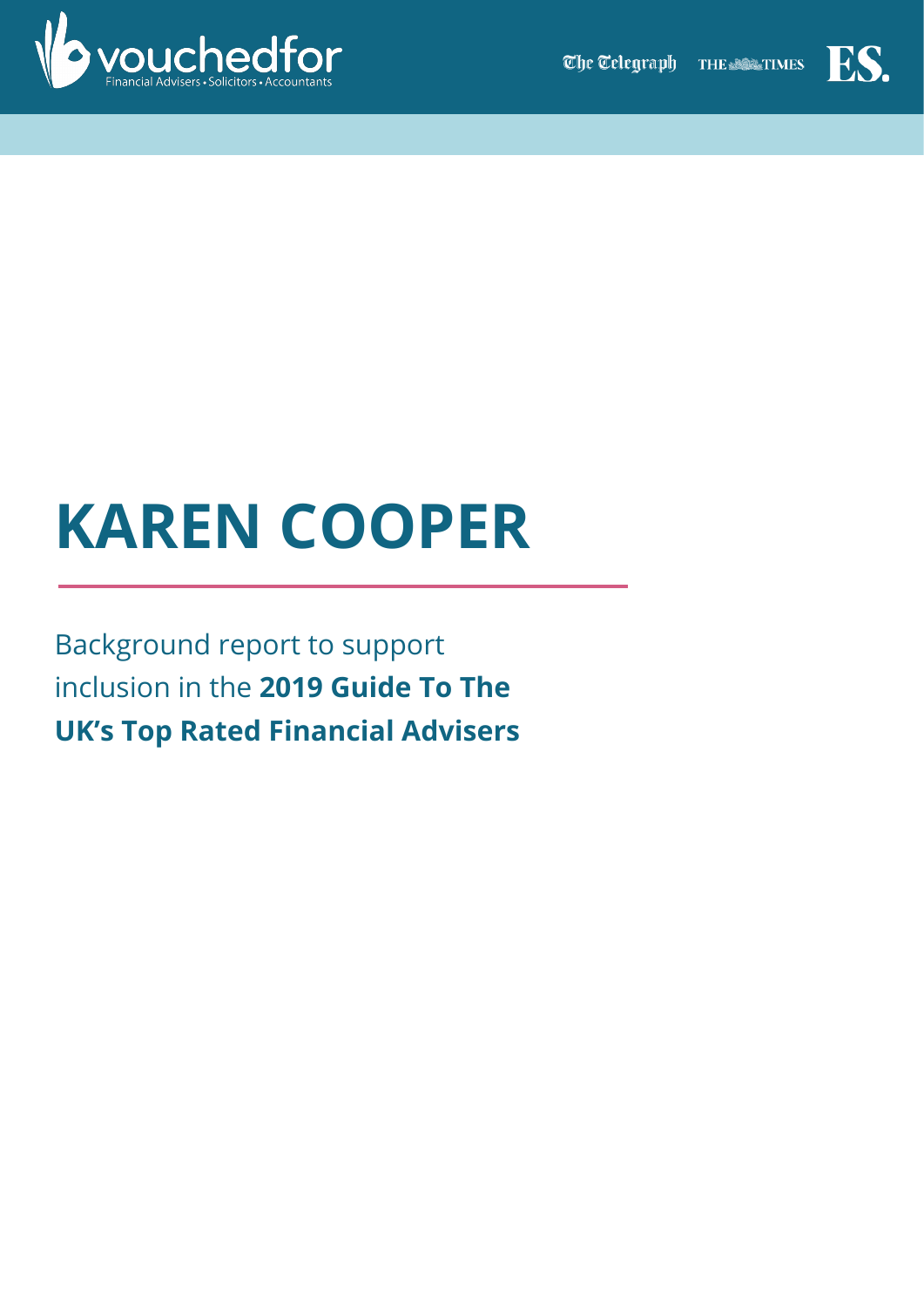vouchedfor
Financial Advisers • Solicitors • Accountants

The Telegraph THE TIMES ES.

# KAREN COOPER

Background report to support inclusion in the **2019 Guide To The UK's Top Rated Financial Advisers**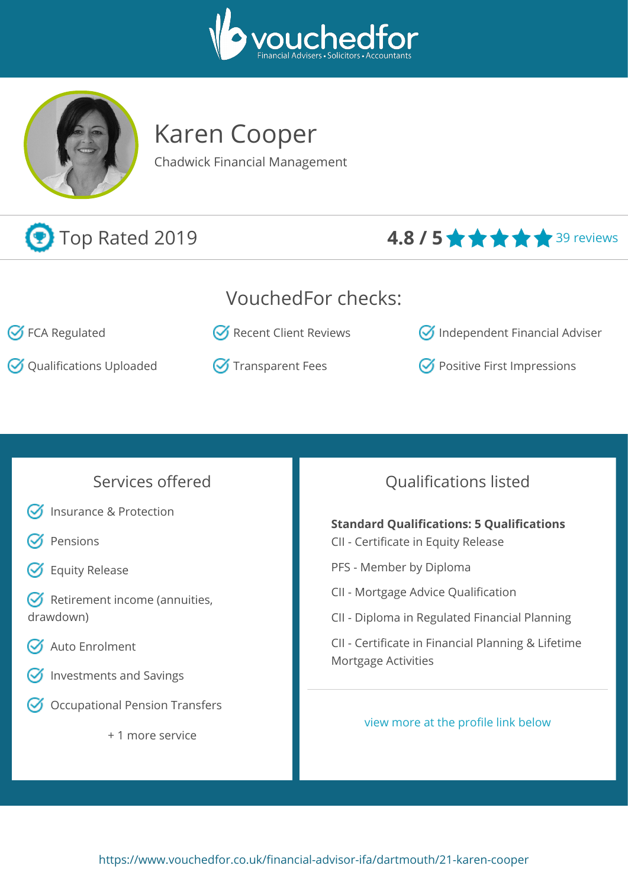vouchedfor
Financial Advisers • Solicitors • Accountants

# Karen Cooper

Chadwick Financial Management

Top Rated 2019

**4.8 / 5** ★★★★★ 39 reviews

## VouchedFor checks:

- FCA Regulated
- Recent Client Reviews
- Independent Financial Adviser
- Qualifications Uploaded
- Transparent Fees
- Positive First Impressions

## Services offered

- Insurance & Protection
- Pensions
- Equity Release
- Retirement income (annuities, drawdown)
- Auto Enrolment
- Investments and Savings
- Occupational Pension Transfers

+ 1 more service

## Qualifications listed

**Standard Qualifications: 5 Qualifications**

CII - Certificate in Equity Release

PFS - Member by Diploma

CII - Mortgage Advice Qualification

CII - Diploma in Regulated Financial Planning

CII - Certificate in Financial Planning & Lifetime Mortgage Activities

view more at the profile link below

https://www.vouchedfor.co.uk/financial-advisor-ifa/dartmouth/21-karen-cooper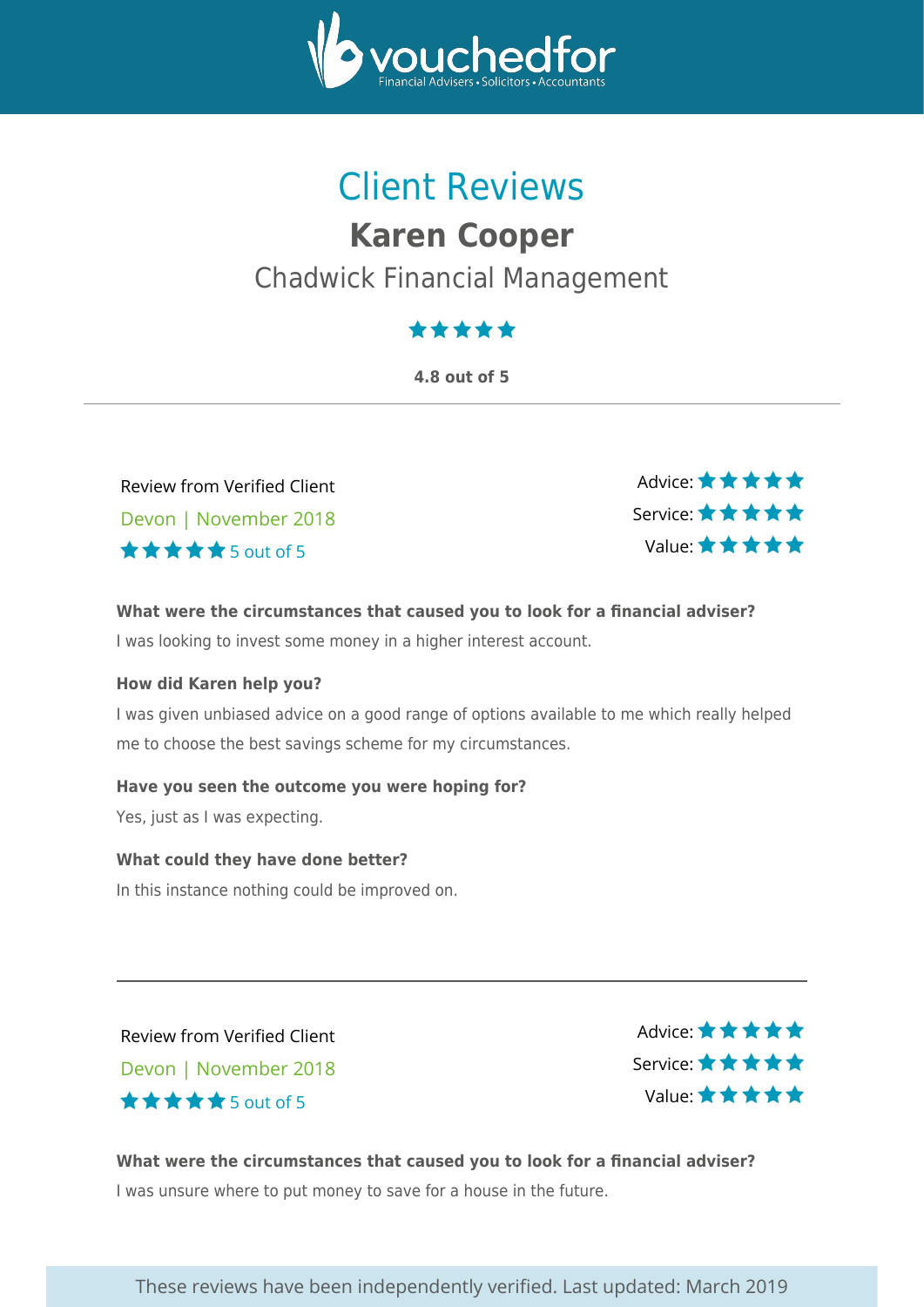# Client Reviews

## Karen Cooper

### Chadwick Financial Management

★★★★★

**4.8 out of 5**

---

Review from Verified Client

Devon | November 2018

★★★★★ 5 out of 5

Advice: ★★★★★
Service: ★★★★★
Value: ★★★★★

**What were the circumstances that caused you to look for a financial adviser?**

I was looking to invest some money in a higher interest account.

**How did Karen help you?**

I was given unbiased advice on a good range of options available to me which really helped me to choose the best savings scheme for my circumstances.

**Have you seen the outcome you were hoping for?**

Yes, just as I was expecting.

**What could they have done better?**

In this instance nothing could be improved on.

---

Review from Verified Client

Devon | November 2018

★★★★★ 5 out of 5

Advice: ★★★★★
Service: ★★★★★
Value: ★★★★★

**What were the circumstances that caused you to look for a financial adviser?**

I was unsure where to put money to save for a house in the future.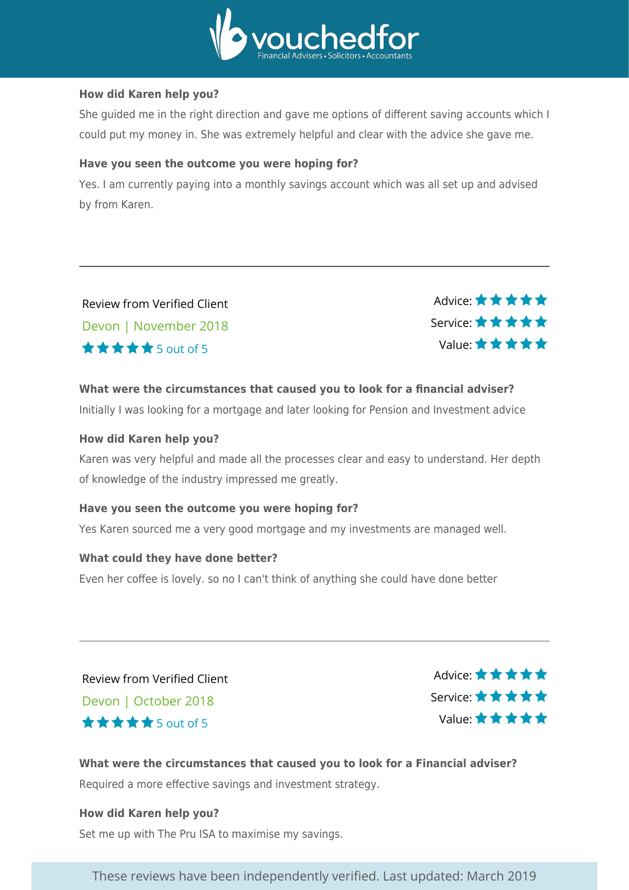**How did Karen help you?**

She guided me in the right direction and gave me options of different saving accounts which I could put my money in. She was extremely helpful and clear with the advice she gave me.

**Have you seen the outcome you were hoping for?**

Yes. I am currently paying into a monthly savings account which was all set up and advised by from Karen.

---

Review from Verified Client

Devon | November 2018

★★★★★ 5 out of 5

Advice: ★★★★★
Service: ★★★★★
Value: ★★★★★

**What were the circumstances that caused you to look for a financial adviser?**

Initially I was looking for a mortgage and later looking for Pension and Investment advice

**How did Karen help you?**

Karen was very helpful and made all the processes clear and easy to understand. Her depth of knowledge of the industry impressed me greatly.

**Have you seen the outcome you were hoping for?**

Yes Karen sourced me a very good mortgage and my investments are managed well.

**What could they have done better?**

Even her coffee is lovely. so no I can't think of anything she could have done better

---

Review from Verified Client

Devon | October 2018

★★★★★ 5 out of 5

Advice: ★★★★★
Service: ★★★★★
Value: ★★★★★

**What were the circumstances that caused you to look for a Financial adviser?**

Required a more effective savings and investment strategy.

**How did Karen help you?**

Set me up with The Pru ISA to maximise my savings.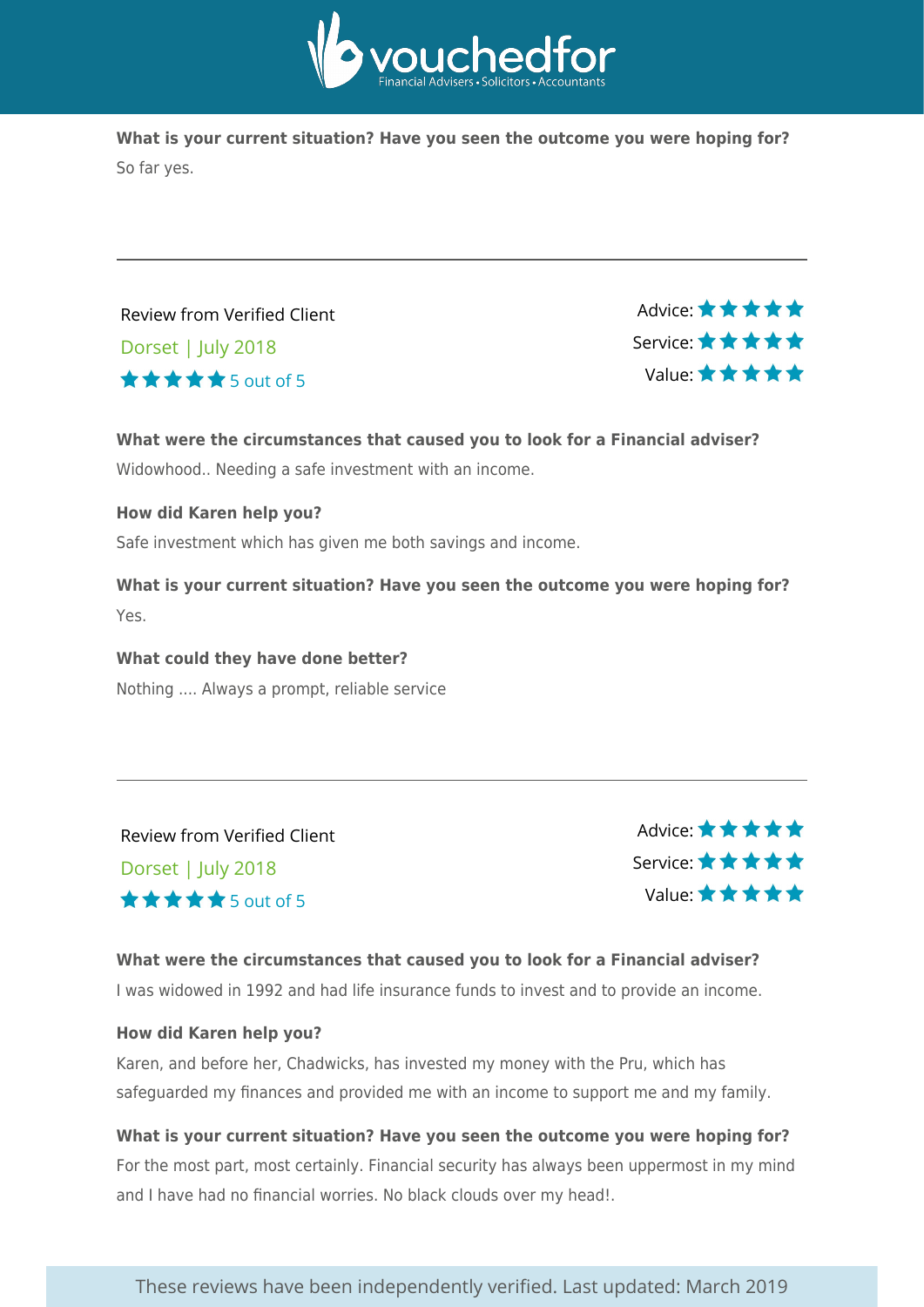**What is your current situation? Have you seen the outcome you were hoping for?**

So far yes.

---

Review from Verified Client

Dorset | July 2018

★★★★★ 5 out of 5

Advice: ★★★★★
Service: ★★★★★
Value: ★★★★★

**What were the circumstances that caused you to look for a Financial adviser?**

Widowhood.. Needing a safe investment with an income.

**How did Karen help you?**

Safe investment which has given me both savings and income.

**What is your current situation? Have you seen the outcome you were hoping for?**

Yes.

**What could they have done better?**

Nothing .... Always a prompt, reliable service

---

Review from Verified Client

Dorset | July 2018

★★★★★ 5 out of 5

Advice: ★★★★★
Service: ★★★★★
Value: ★★★★★

**What were the circumstances that caused you to look for a Financial adviser?**

I was widowed in 1992 and had life insurance funds to invest and to provide an income.

**How did Karen help you?**

Karen, and before her, Chadwicks, has invested my money with the Pru, which has safeguarded my finances and provided me with an income to support me and my family.

**What is your current situation? Have you seen the outcome you were hoping for?**

For the most part, most certainly. Financial security has always been uppermost in my mind and I have had no financial worries. No black clouds over my head!.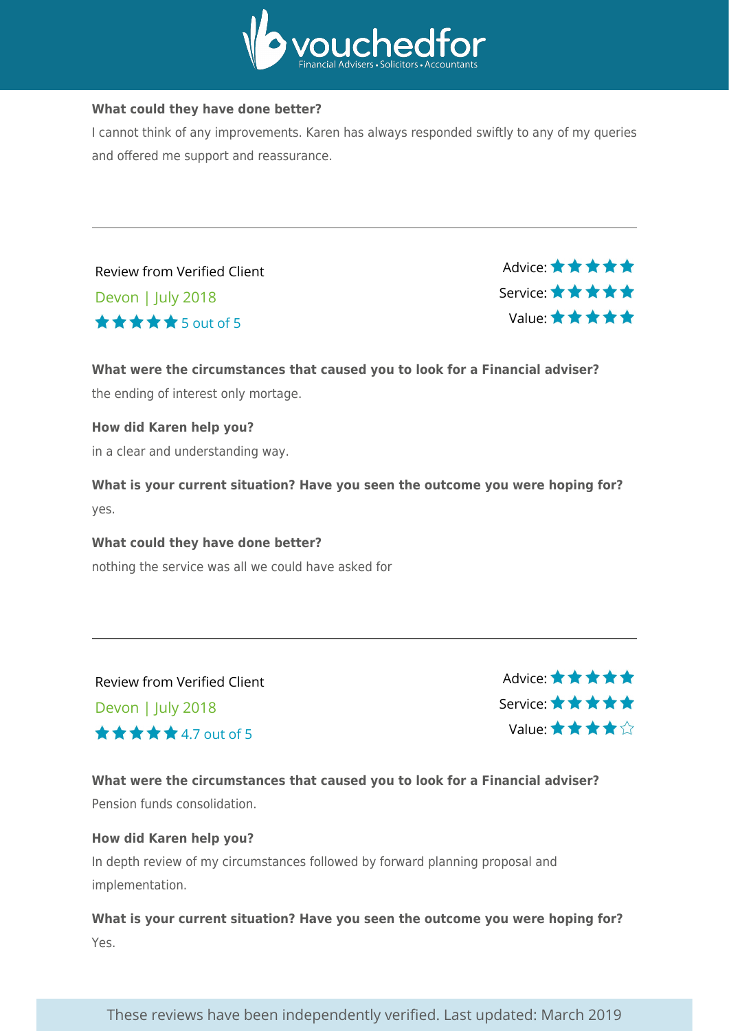**What could they have done better?**

I cannot think of any improvements. Karen has always responded swiftly to any of my queries and offered me support and reassurance.

---

Review from Verified Client

Devon | July 2018

★★★★★ 5 out of 5

Advice: ★★★★★
Service: ★★★★★
Value: ★★★★★

**What were the circumstances that caused you to look for a Financial adviser?**

the ending of interest only mortage.

**How did Karen help you?**

in a clear and understanding way.

**What is your current situation? Have you seen the outcome you were hoping for?**

yes.

**What could they have done better?**

nothing the service was all we could have asked for

---

Review from Verified Client

Devon | July 2018

★★★★★ 4.7 out of 5

Advice: ★★★★★
Service: ★★★★★
Value: ★★★★☆

**What were the circumstances that caused you to look for a Financial adviser?**

Pension funds consolidation.

**How did Karen help you?**

In depth review of my circumstances followed by forward planning proposal and implementation.

**What is your current situation? Have you seen the outcome you were hoping for?**

Yes.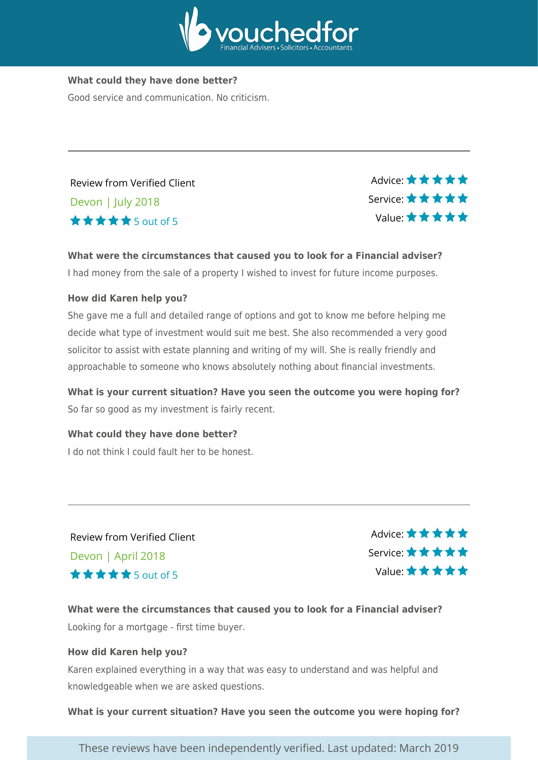**What could they have done better?**

Good service and communication. No criticism.

---

Review from Verified Client

Devon | July 2018

★★★★★ 5 out of 5

Advice: ★★★★★
Service: ★★★★★
Value: ★★★★★

**What were the circumstances that caused you to look for a Financial adviser?**

I had money from the sale of a property I wished to invest for future income purposes.

**How did Karen help you?**

She gave me a full and detailed range of options and got to know me before helping me decide what type of investment would suit me best. She also recommended a very good solicitor to assist with estate planning and writing of my will. She is really friendly and approachable to someone who knows absolutely nothing about financial investments.

**What is your current situation? Have you seen the outcome you were hoping for?**

So far so good as my investment is fairly recent.

**What could they have done better?**

I do not think I could fault her to be honest.

---

Review from Verified Client

Devon | April 2018

★★★★★ 5 out of 5

Advice: ★★★★★
Service: ★★★★★
Value: ★★★★★

**What were the circumstances that caused you to look for a Financial adviser?**

Looking for a mortgage - first time buyer.

**How did Karen help you?**

Karen explained everything in a way that was easy to understand and was helpful and knowledgeable when we are asked questions.

**What is your current situation? Have you seen the outcome you were hoping for?**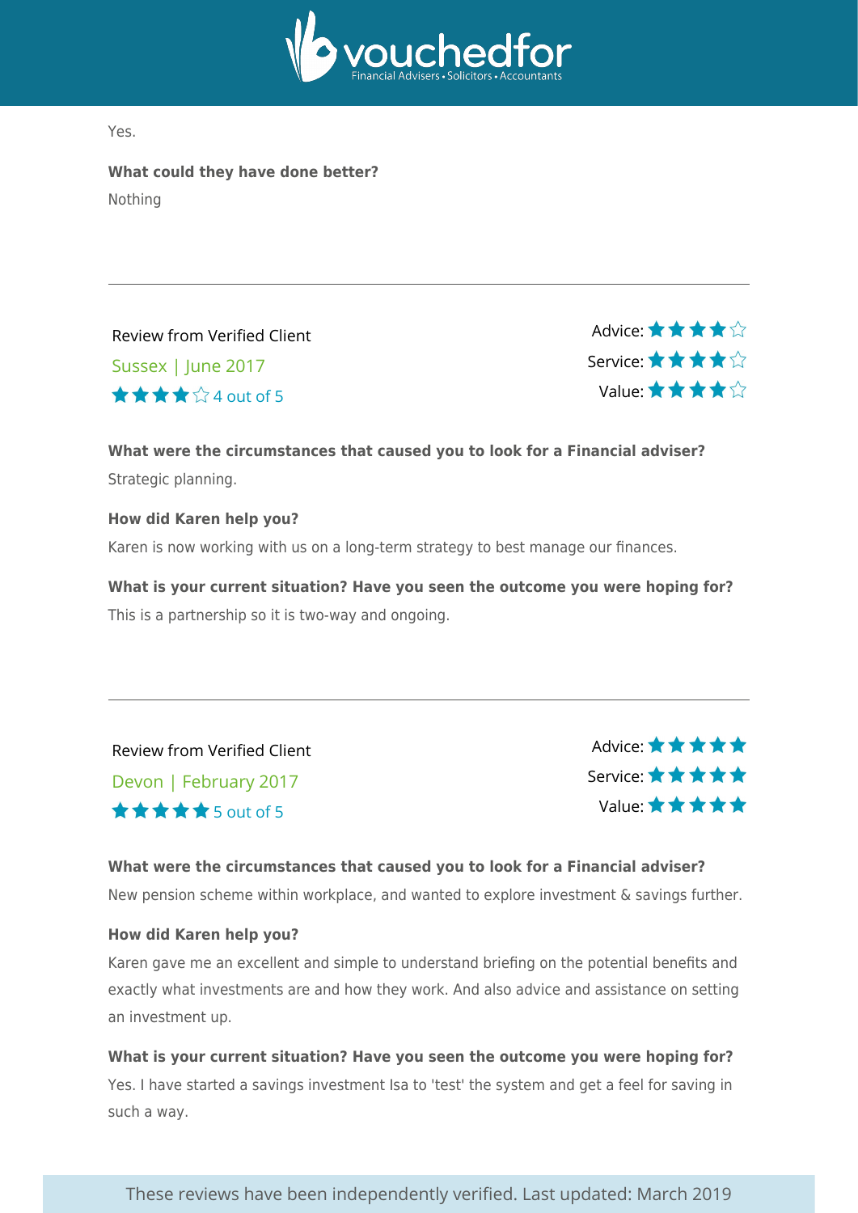Yes.

**What could they have done better?**

Nothing

---

Review from Verified Client

Sussex | June 2017

★★★★☆ 4 out of 5

Advice: ★★★★☆
Service: ★★★★☆
Value: ★★★★☆

**What were the circumstances that caused you to look for a Financial adviser?**

Strategic planning.

**How did Karen help you?**

Karen is now working with us on a long-term strategy to best manage our finances.

**What is your current situation? Have you seen the outcome you were hoping for?**

This is a partnership so it is two-way and ongoing.

---

Review from Verified Client

Devon | February 2017

★★★★★ 5 out of 5

Advice: ★★★★★
Service: ★★★★★
Value: ★★★★★

**What were the circumstances that caused you to look for a Financial adviser?**

New pension scheme within workplace, and wanted to explore investment & savings further.

**How did Karen help you?**

Karen gave me an excellent and simple to understand briefing on the potential benefits and exactly what investments are and how they work. And also advice and assistance on setting an investment up.

**What is your current situation? Have you seen the outcome you were hoping for?**

Yes. I have started a savings investment Isa to 'test' the system and get a feel for saving in such a way.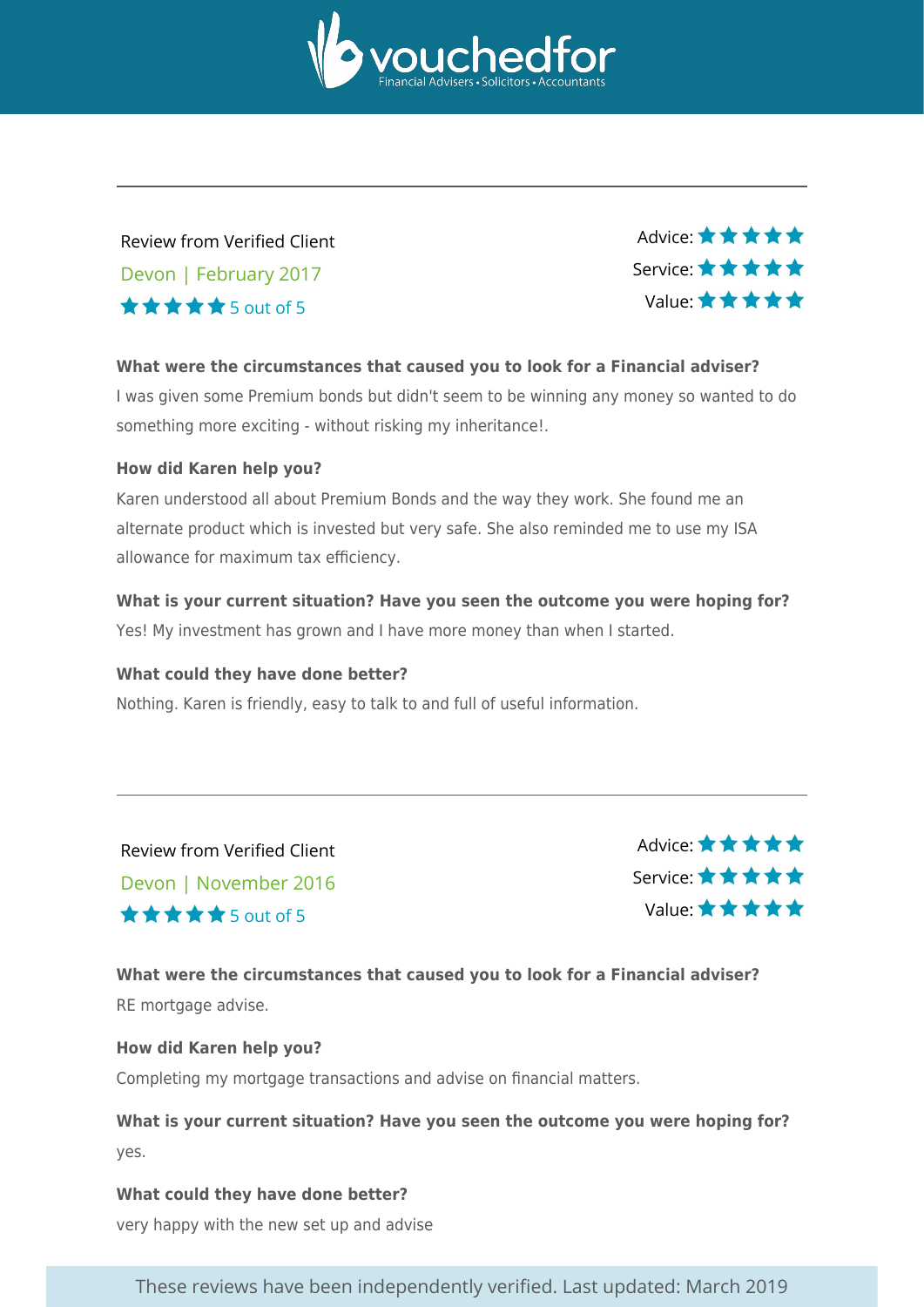Review from Verified Client

Devon | February 2017

★★★★★ 5 out of 5

Advice: ★★★★★
Service: ★★★★★
Value: ★★★★★

**What were the circumstances that caused you to look for a Financial adviser?**

I was given some Premium bonds but didn't seem to be winning any money so wanted to do something more exciting - without risking my inheritance!.

**How did Karen help you?**

Karen understood all about Premium Bonds and the way they work. She found me an alternate product which is invested but very safe. She also reminded me to use my ISA allowance for maximum tax efficiency.

**What is your current situation? Have you seen the outcome you were hoping for?**

Yes! My investment has grown and I have more money than when I started.

**What could they have done better?**

Nothing. Karen is friendly, easy to talk to and full of useful information.

---

Review from Verified Client

Devon | November 2016

★★★★★ 5 out of 5

Advice: ★★★★★
Service: ★★★★★
Value: ★★★★★

**What were the circumstances that caused you to look for a Financial adviser?**

RE mortgage advise.

**How did Karen help you?**

Completing my mortgage transactions and advise on financial matters.

**What is your current situation? Have you seen the outcome you were hoping for?**

yes.

**What could they have done better?**

very happy with the new set up and advise

These reviews have been independently verified. Last updated: March 2019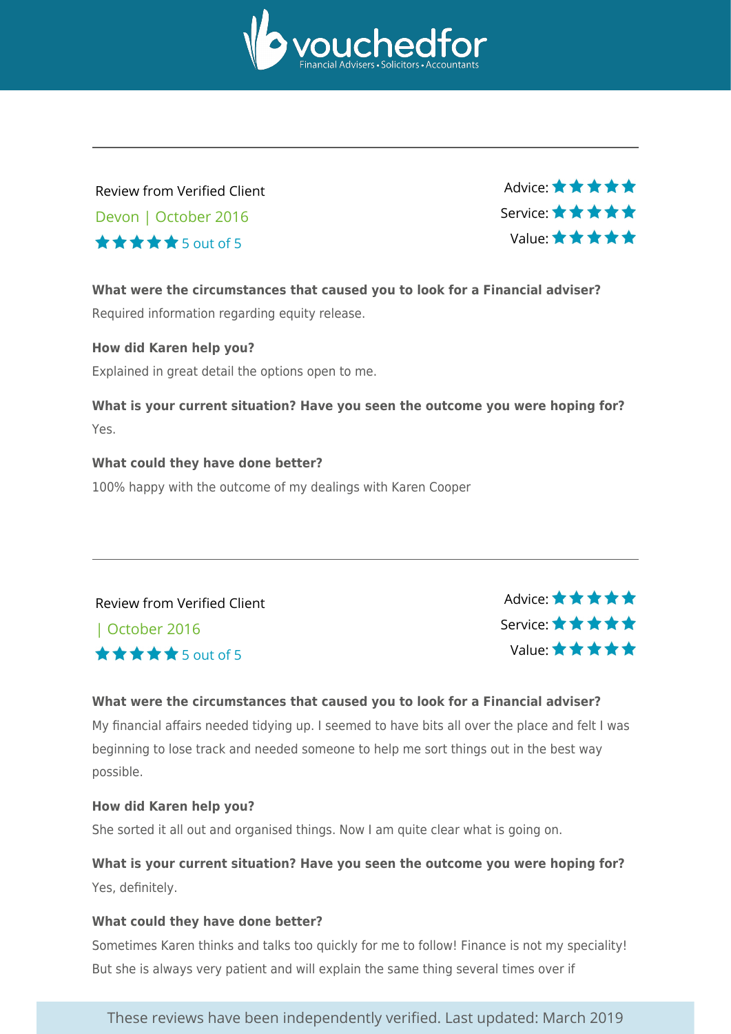---

Review from Verified Client

Devon | October 2016

★★★★★ 5 out of 5

Advice: ★★★★★
Service: ★★★★★
Value: ★★★★★

**What were the circumstances that caused you to look for a Financial adviser?**

Required information regarding equity release.

**How did Karen help you?**

Explained in great detail the options open to me.

**What is your current situation? Have you seen the outcome you were hoping for?**

Yes.

**What could they have done better?**

100% happy with the outcome of my dealings with Karen Cooper

---

Review from Verified Client

| October 2016

★★★★★ 5 out of 5

Advice: ★★★★★
Service: ★★★★★
Value: ★★★★★

**What were the circumstances that caused you to look for a Financial adviser?**

My financial affairs needed tidying up. I seemed to have bits all over the place and felt I was beginning to lose track and needed someone to help me sort things out in the best way possible.

**How did Karen help you?**

She sorted it all out and organised things. Now I am quite clear what is going on.

**What is your current situation? Have you seen the outcome you were hoping for?**

Yes, definitely.

**What could they have done better?**

Sometimes Karen thinks and talks too quickly for me to follow! Finance is not my speciality! But she is always very patient and will explain the same thing several times over if

These reviews have been independently verified. Last updated: March 2019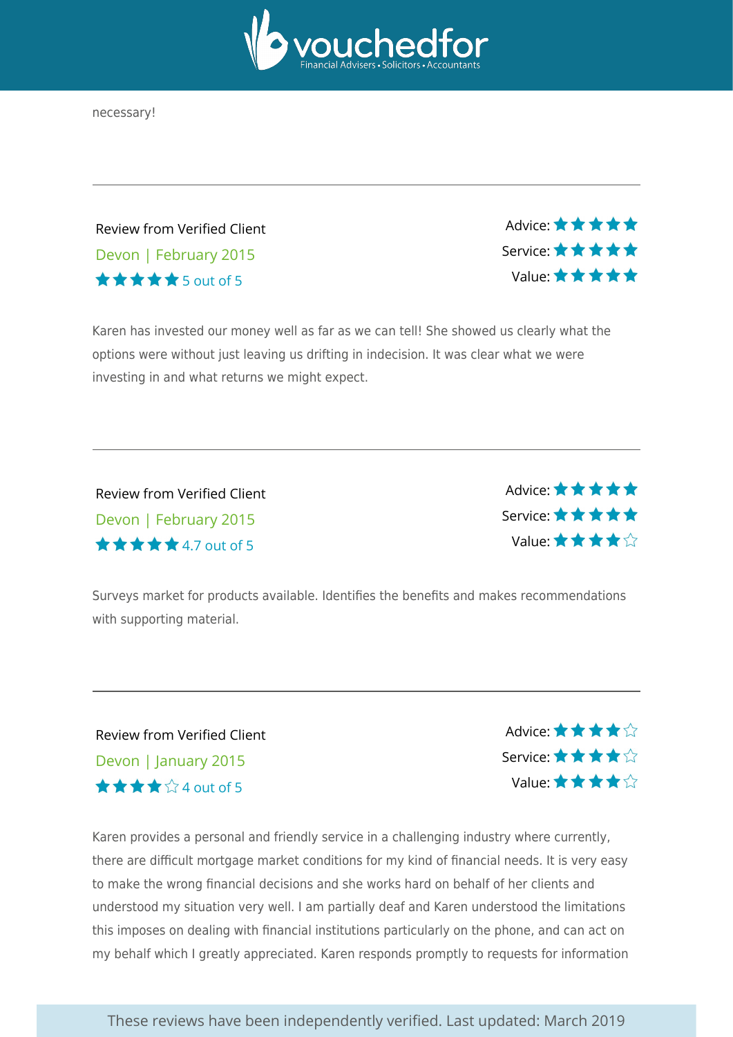necessary!

---

Review from Verified Client

Devon | February 2015

★★★★★ 5 out of 5

Advice: ★★★★★
Service: ★★★★★
Value: ★★★★★

Karen has invested our money well as far as we can tell! She showed us clearly what the options were without just leaving us drifting in indecision. It was clear what we were investing in and what returns we might expect.

---

Review from Verified Client

Devon | February 2015

★★★★★ 4.7 out of 5

Advice: ★★★★★
Service: ★★★★★
Value: ★★★★☆

Surveys market for products available. Identifies the benefits and makes recommendations with supporting material.

---

Review from Verified Client

Devon | January 2015

★★★★☆ 4 out of 5

Advice: ★★★★☆
Service: ★★★★☆
Value: ★★★★☆

Karen provides a personal and friendly service in a challenging industry where currently, there are difficult mortgage market conditions for my kind of financial needs. It is very easy to make the wrong financial decisions and she works hard on behalf of her clients and understood my situation very well. I am partially deaf and Karen understood the limitations this imposes on dealing with financial institutions particularly on the phone, and can act on my behalf which I greatly appreciated. Karen responds promptly to requests for information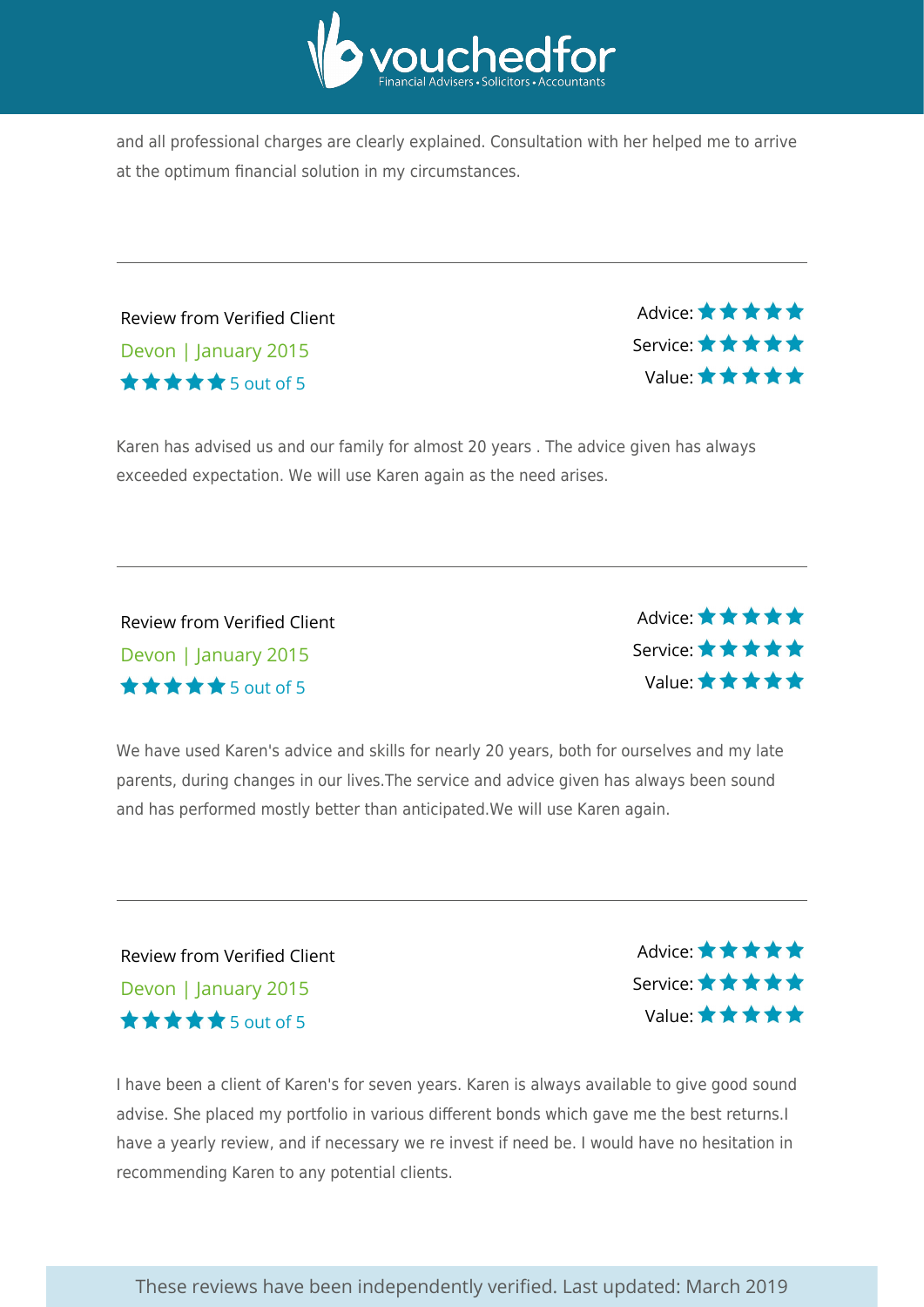and all professional charges are clearly explained. Consultation with her helped me to arrive at the optimum financial solution in my circumstances.

---

Review from Verified Client
Devon | January 2015
★★★★★ 5 out of 5

Advice: ★★★★★
Service: ★★★★★
Value: ★★★★★

Karen has advised us and our family for almost 20 years . The advice given has always exceeded expectation. We will use Karen again as the need arises.

---

Review from Verified Client
Devon | January 2015
★★★★★ 5 out of 5

Advice: ★★★★★
Service: ★★★★★
Value: ★★★★★

We have used Karen's advice and skills for nearly 20 years, both for ourselves and my late parents, during changes in our lives.The service and advice given has always been sound and has performed mostly better than anticipated.We will use Karen again.

---

Review from Verified Client
Devon | January 2015
★★★★★ 5 out of 5

Advice: ★★★★★
Service: ★★★★★
Value: ★★★★★

I have been a client of Karen's for seven years. Karen is always available to give good sound advise. She placed my portfolio in various different bonds which gave me the best returns.I have a yearly review, and if necessary we re invest if need be. I would have no hesitation in recommending Karen to any potential clients.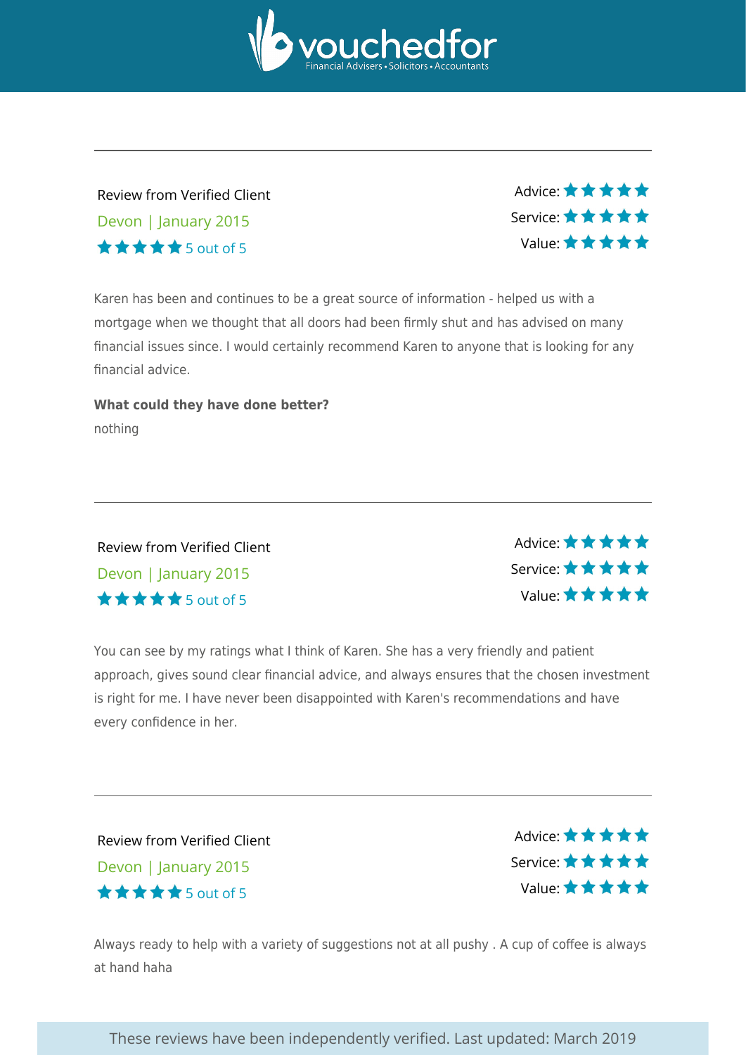vouchedfor
Financial Advisers • Solicitors • Accountants

---

Review from Verified Client

Devon | January 2015

★★★★★ 5 out of 5

Advice: ★★★★★
Service: ★★★★★
Value: ★★★★★

Karen has been and continues to be a great source of information - helped us with a mortgage when we thought that all doors had been firmly shut and has advised on many financial issues since. I would certainly recommend Karen to anyone that is looking for any financial advice.

**What could they have done better?**

nothing

---

Review from Verified Client

Devon | January 2015

★★★★★ 5 out of 5

Advice: ★★★★★
Service: ★★★★★
Value: ★★★★★

You can see by my ratings what I think of Karen. She has a very friendly and patient approach, gives sound clear financial advice, and always ensures that the chosen investment is right for me. I have never been disappointed with Karen's recommendations and have every confidence in her.

---

Review from Verified Client

Devon | January 2015

★★★★★ 5 out of 5

Advice: ★★★★★
Service: ★★★★★
Value: ★★★★★

Always ready to help with a variety of suggestions not at all pushy . A cup of coffee is always at hand haha

These reviews have been independently verified. Last updated: March 2019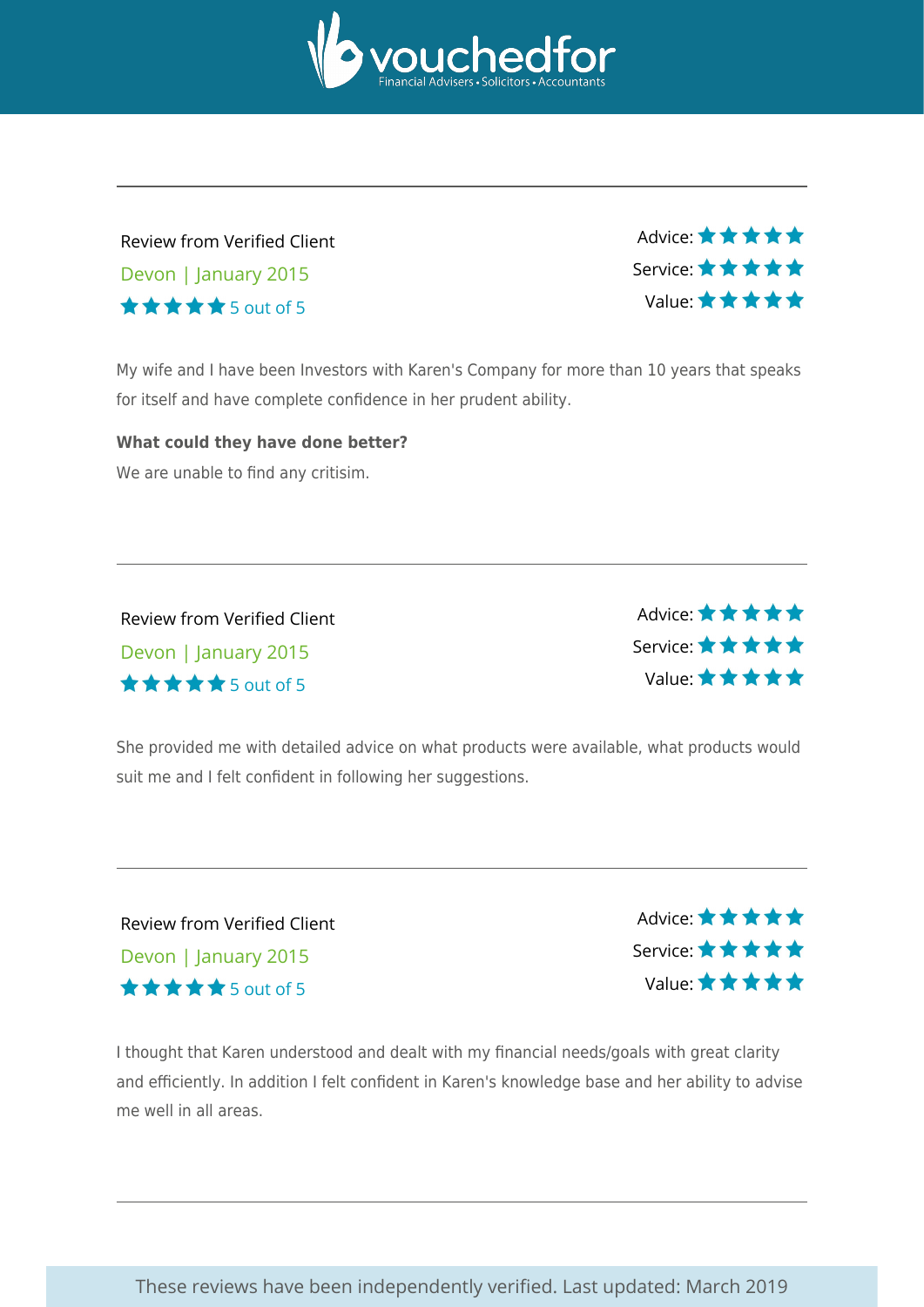Review from Verified Client

Devon | January 2015

★★★★★ 5 out of 5

Advice: ★★★★★
Service: ★★★★★
Value: ★★★★★

My wife and I have been Investors with Karen's Company for more than 10 years that speaks for itself and have complete confidence in her prudent ability.

**What could they have done better?**

We are unable to find any critisim.

---

Review from Verified Client

Devon | January 2015

★★★★★ 5 out of 5

Advice: ★★★★★
Service: ★★★★★
Value: ★★★★★

She provided me with detailed advice on what products were available, what products would suit me and I felt confident in following her suggestions.

---

Review from Verified Client

Devon | January 2015

★★★★★ 5 out of 5

Advice: ★★★★★
Service: ★★★★★
Value: ★★★★★

I thought that Karen understood and dealt with my financial needs/goals with great clarity and efficiently. In addition I felt confident in Karen's knowledge base and her ability to advise me well in all areas.

---

These reviews have been independently verified. Last updated: March 2019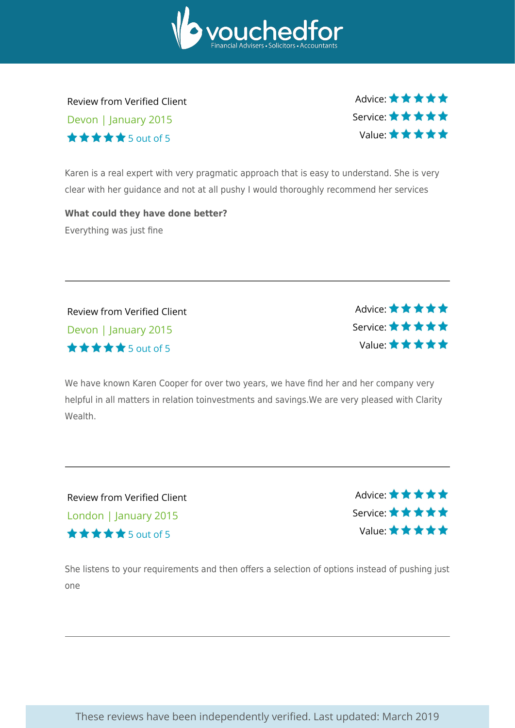vouchedfor
Financial Advisers • Solicitors • Accountants

Review from Verified Client
Devon | January 2015
★★★★★ 5 out of 5

Advice: ★★★★★
Service: ★★★★★
Value: ★★★★★

Karen is a real expert with very pragmatic approach that is easy to understand. She is very clear with her guidance and not at all pushy I would thoroughly recommend her services

**What could they have done better?**

Everything was just fine

---

Review from Verified Client
Devon | January 2015
★★★★★ 5 out of 5

Advice: ★★★★★
Service: ★★★★★
Value: ★★★★★

We have known Karen Cooper for over two years, we have find her and her company very helpful in all matters in relation toinvestments and savings.We are very pleased with Clarity Wealth.

---

Review from Verified Client
London | January 2015
★★★★★ 5 out of 5

Advice: ★★★★★
Service: ★★★★★
Value: ★★★★★

She listens to your requirements and then offers a selection of options instead of pushing just one

---

These reviews have been independently verified. Last updated: March 2019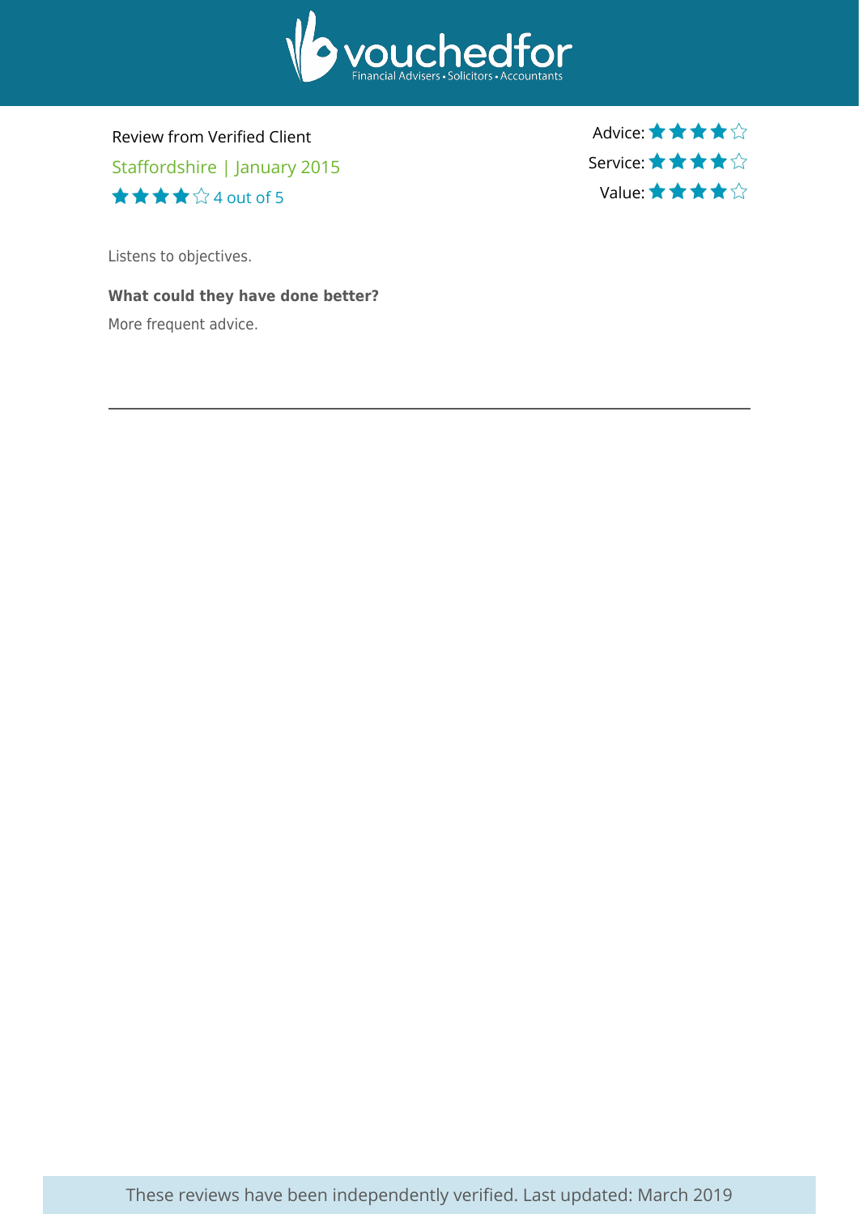Review from Verified Client

Staffordshire | January 2015

4 out of 5

Advice: 4/5

Service: 4/5

Value: 4/5

Listens to objectives.

**What could they have done better?**

More frequent advice.

---

These reviews have been independently verified. Last updated: March 2019